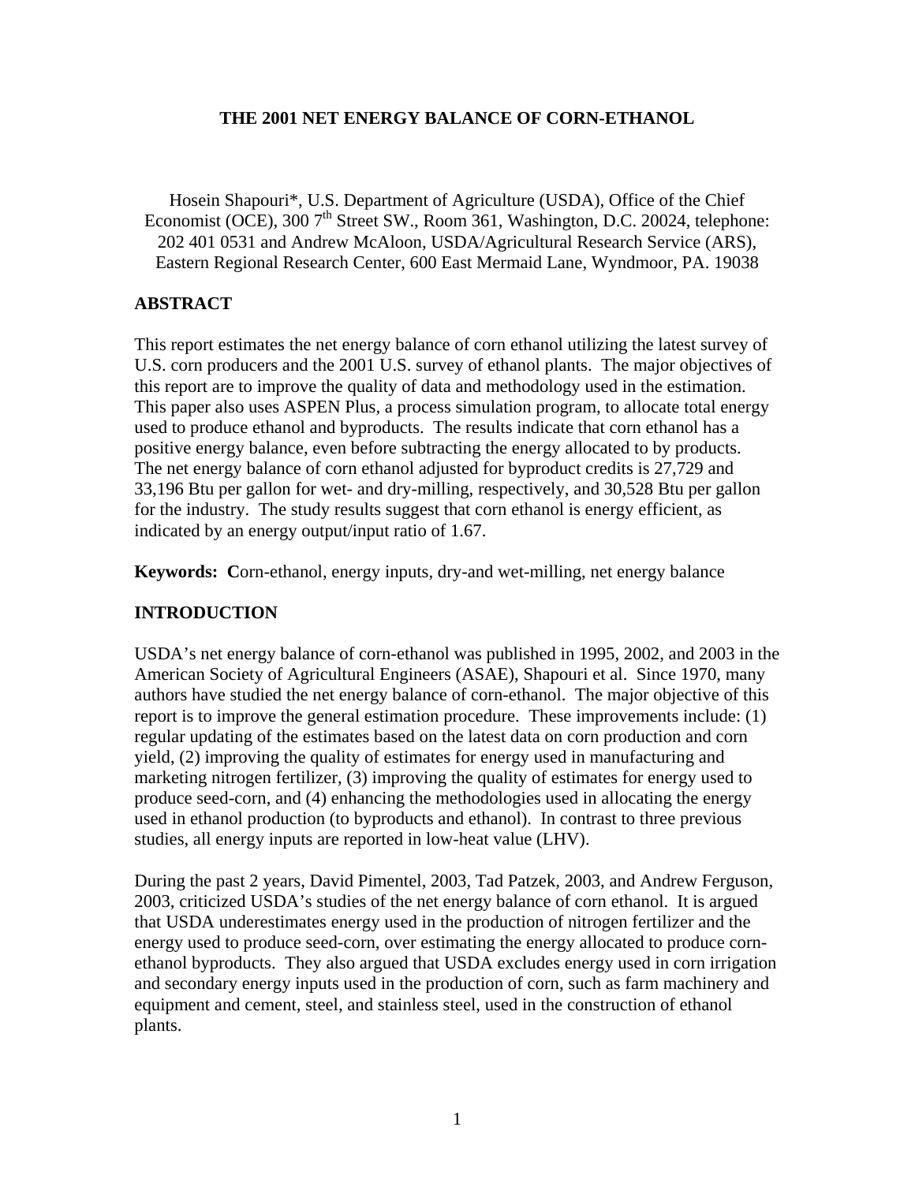# THE 2001 NET ENERGY BALANCE OF CORN-ETHANOL

Hosein Shapouri*, U.S. Department of Agriculture (USDA), Office of the Chief Economist (OCE), 300 7th Street SW., Room 361, Washington, D.C. 20024, telephone: 202 401 0531 and Andrew McAloon, USDA/Agricultural Research Service (ARS), Eastern Regional Research Center, 600 East Mermaid Lane, Wyndmoor, PA. 19038

## ABSTRACT

This report estimates the net energy balance of corn ethanol utilizing the latest survey of U.S. corn producers and the 2001 U.S. survey of ethanol plants. The major objectives of this report are to improve the quality of data and methodology used in the estimation. This paper also uses ASPEN Plus, a process simulation program, to allocate total energy used to produce ethanol and byproducts. The results indicate that corn ethanol has a positive energy balance, even before subtracting the energy allocated to by products. The net energy balance of corn ethanol adjusted for byproduct credits is 27,729 and 33,196 Btu per gallon for wet- and dry-milling, respectively, and 30,528 Btu per gallon for the industry. The study results suggest that corn ethanol is energy efficient, as indicated by an energy output/input ratio of 1.67.

**Keywords: C**orn-ethanol, energy inputs, dry-and wet-milling, net energy balance

## INTRODUCTION

USDA's net energy balance of corn-ethanol was published in 1995, 2002, and 2003 in the American Society of Agricultural Engineers (ASAE), Shapouri et al. Since 1970, many authors have studied the net energy balance of corn-ethanol. The major objective of this report is to improve the general estimation procedure. These improvements include: (1) regular updating of the estimates based on the latest data on corn production and corn yield, (2) improving the quality of estimates for energy used in manufacturing and marketing nitrogen fertilizer, (3) improving the quality of estimates for energy used to produce seed-corn, and (4) enhancing the methodologies used in allocating the energy used in ethanol production (to byproducts and ethanol). In contrast to three previous studies, all energy inputs are reported in low-heat value (LHV).

During the past 2 years, David Pimentel, 2003, Tad Patzek, 2003, and Andrew Ferguson, 2003, criticized USDA's studies of the net energy balance of corn ethanol. It is argued that USDA underestimates energy used in the production of nitrogen fertilizer and the energy used to produce seed-corn, over estimating the energy allocated to produce corn-ethanol byproducts. They also argued that USDA excludes energy used in corn irrigation and secondary energy inputs used in the production of corn, such as farm machinery and equipment and cement, steel, and stainless steel, used in the construction of ethanol plants.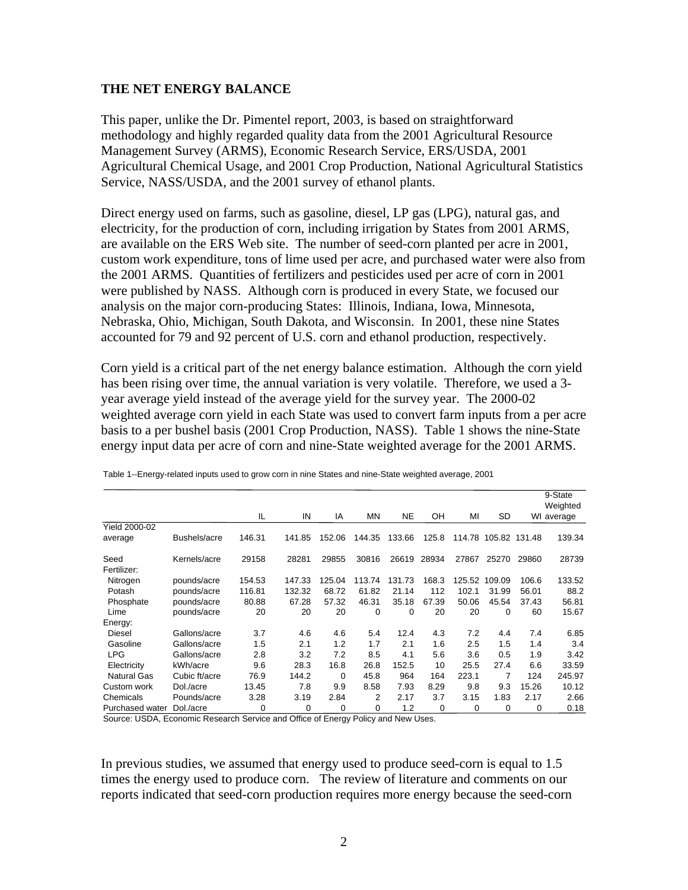**THE NET ENERGY BALANCE**

This paper, unlike the Dr. Pimentel report, 2003, is based on straightforward methodology and highly regarded quality data from the 2001 Agricultural Resource Management Survey (ARMS), Economic Research Service, ERS/USDA, 2001 Agricultural Chemical Usage, and 2001 Crop Production, National Agricultural Statistics Service, NASS/USDA, and the 2001 survey of ethanol plants.

Direct energy used on farms, such as gasoline, diesel, LP gas (LPG), natural gas, and electricity, for the production of corn, including irrigation by States from 2001 ARMS, are available on the ERS Web site. The number of seed-corn planted per acre in 2001, custom work expenditure, tons of lime used per acre, and purchased water were also from the 2001 ARMS. Quantities of fertilizers and pesticides used per acre of corn in 2001 were published by NASS. Although corn is produced in every State, we focused our analysis on the major corn-producing States: Illinois, Indiana, Iowa, Minnesota, Nebraska, Ohio, Michigan, South Dakota, and Wisconsin. In 2001, these nine States accounted for 79 and 92 percent of U.S. corn and ethanol production, respectively.

Corn yield is a critical part of the net energy balance estimation. Although the corn yield has been rising over time, the annual variation is very volatile. Therefore, we used a 3-year average yield instead of the average yield for the survey year. The 2000-02 weighted average corn yield in each State was used to convert farm inputs from a per acre basis to a per bushel basis (2001 Crop Production, NASS). Table 1 shows the nine-State energy input data per acre of corn and nine-State weighted average for the 2001 ARMS.

Table 1--Energy-related inputs used to grow corn in nine States and nine-State weighted average, 2001

| | | IL | IN | IA | MN | NE | OH | MI | SD | WI | 9-State Weighted average |
|---|---|---|---|---|---|---|---|---|---|---|---|
| Yield 2000-02 average | Bushels/acre | 146.31 | 141.85 | 152.06 | 144.35 | 133.66 | 125.8 | 114.78 | 105.82 | 131.48 | 139.34 |
| Seed | Kernels/acre | 29158 | 28281 | 29855 | 30816 | 26619 | 28934 | 27867 | 25270 | 29860 | 28739 |
| Fertilizer: | | | | | | | | | | | |
| Nitrogen | pounds/acre | 154.53 | 147.33 | 125.04 | 113.74 | 131.73 | 168.3 | 125.52 | 109.09 | 106.6 | 133.52 |
| Potash | pounds/acre | 116.81 | 132.32 | 68.72 | 61.82 | 21.14 | 112 | 102.1 | 31.99 | 56.01 | 88.2 |
| Phosphate | pounds/acre | 80.88 | 67.28 | 57.32 | 46.31 | 35.18 | 67.39 | 50.06 | 45.54 | 37.43 | 56.81 |
| Lime | pounds/acre | 20 | 20 | 20 | 0 | 0 | 20 | 20 | 0 | 60 | 15.67 |
| Energy: | | | | | | | | | | | |
| Diesel | Gallons/acre | 3.7 | 4.6 | 4.6 | 5.4 | 12.4 | 4.3 | 7.2 | 4.4 | 7.4 | 6.85 |
| Gasoline | Gallons/acre | 1.5 | 2.1 | 1.2 | 1.7 | 2.1 | 1.6 | 2.5 | 1.5 | 1.4 | 3.4 |
| LPG | Gallons/acre | 2.8 | 3.2 | 7.2 | 8.5 | 4.1 | 5.6 | 3.6 | 0.5 | 1.9 | 3.42 |
| Electricity | kWh/acre | 9.6 | 28.3 | 16.8 | 26.8 | 152.5 | 10 | 25.5 | 27.4 | 6.6 | 33.59 |
| Natural Gas | Cubic ft/acre | 76.9 | 144.2 | 0 | 45.8 | 964 | 164 | 223.1 | 7 | 124 | 245.97 |
| Custom work | Dol./acre | 13.45 | 7.8 | 9.9 | 8.58 | 7.93 | 8.29 | 9.8 | 9.3 | 15.26 | 10.12 |
| Chemicals | Pounds/acre | 3.28 | 3.19 | 2.84 | 2 | 2.17 | 3.7 | 3.15 | 1.83 | 2.17 | 2.66 |
| Purchased water | Dol./acre | 0 | 0 | 0 | 0 | 1.2 | 0 | 0 | 0 | 0 | 0.18 |

Source: USDA, Economic Research Service and Office of Energy Policy and New Uses.

In previous studies, we assumed that energy used to produce seed-corn is equal to 1.5 times the energy used to produce corn. The review of literature and comments on our reports indicated that seed-corn production requires more energy because the seed-corn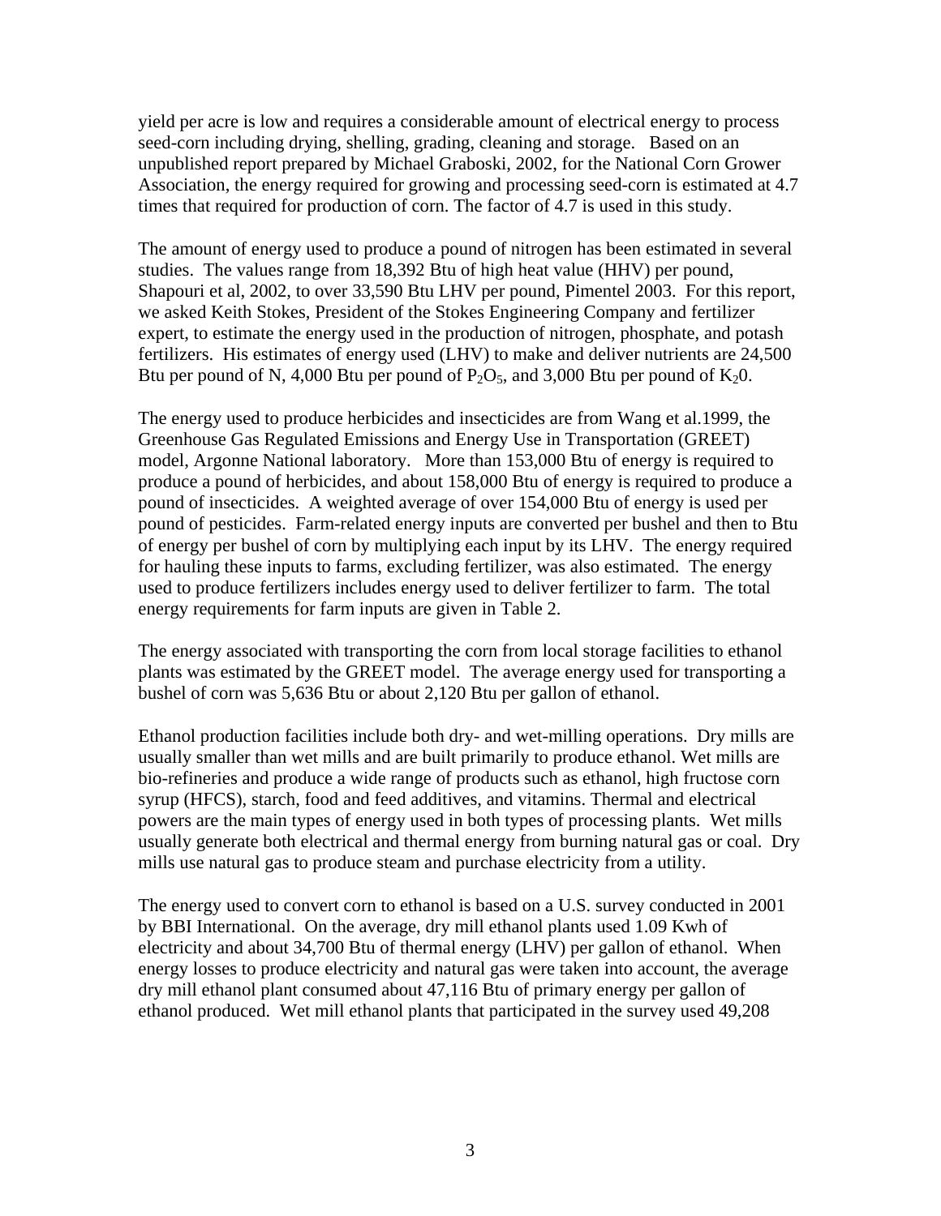yield per acre is low and requires a considerable amount of electrical energy to process seed-corn including drying, shelling, grading, cleaning and storage. Based on an unpublished report prepared by Michael Graboski, 2002, for the National Corn Grower Association, the energy required for growing and processing seed-corn is estimated at 4.7 times that required for production of corn. The factor of 4.7 is used in this study.

The amount of energy used to produce a pound of nitrogen has been estimated in several studies. The values range from 18,392 Btu of high heat value (HHV) per pound, Shapouri et al, 2002, to over 33,590 Btu LHV per pound, Pimentel 2003. For this report, we asked Keith Stokes, President of the Stokes Engineering Company and fertilizer expert, to estimate the energy used in the production of nitrogen, phosphate, and potash fertilizers. His estimates of energy used (LHV) to make and deliver nutrients are 24,500 Btu per pound of N, 4,000 Btu per pound of $P_2O_5$, and 3,000 Btu per pound of $K_2O$.

The energy used to produce herbicides and insecticides are from Wang et al.1999, the Greenhouse Gas Regulated Emissions and Energy Use in Transportation (GREET) model, Argonne National laboratory. More than 153,000 Btu of energy is required to produce a pound of herbicides, and about 158,000 Btu of energy is required to produce a pound of insecticides. A weighted average of over 154,000 Btu of energy is used per pound of pesticides. Farm-related energy inputs are converted per bushel and then to Btu of energy per bushel of corn by multiplying each input by its LHV. The energy required for hauling these inputs to farms, excluding fertilizer, was also estimated. The energy used to produce fertilizers includes energy used to deliver fertilizer to farm. The total energy requirements for farm inputs are given in Table 2.

The energy associated with transporting the corn from local storage facilities to ethanol plants was estimated by the GREET model. The average energy used for transporting a bushel of corn was 5,636 Btu or about 2,120 Btu per gallon of ethanol.

Ethanol production facilities include both dry- and wet-milling operations. Dry mills are usually smaller than wet mills and are built primarily to produce ethanol. Wet mills are bio-refineries and produce a wide range of products such as ethanol, high fructose corn syrup (HFCS), starch, food and feed additives, and vitamins. Thermal and electrical powers are the main types of energy used in both types of processing plants. Wet mills usually generate both electrical and thermal energy from burning natural gas or coal. Dry mills use natural gas to produce steam and purchase electricity from a utility.

The energy used to convert corn to ethanol is based on a U.S. survey conducted in 2001 by BBI International. On the average, dry mill ethanol plants used 1.09 Kwh of electricity and about 34,700 Btu of thermal energy (LHV) per gallon of ethanol. When energy losses to produce electricity and natural gas were taken into account, the average dry mill ethanol plant consumed about 47,116 Btu of primary energy per gallon of ethanol produced. Wet mill ethanol plants that participated in the survey used 49,208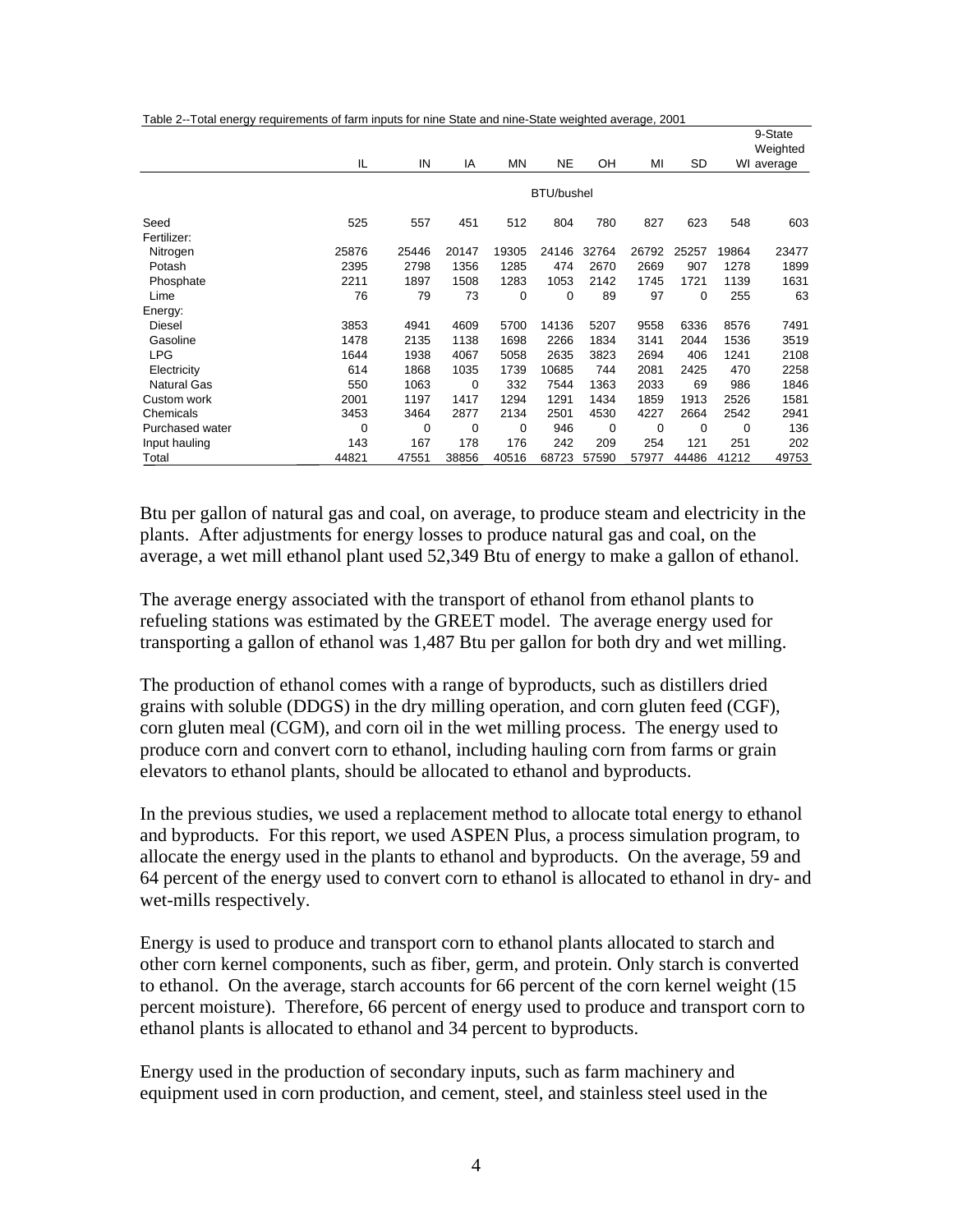Table 2--Total energy requirements of farm inputs for nine State and nine-State weighted average, 2001

| | IL | IN | IA | MN | NE | OH | MI | SD | WI | 9-State Weighted average |
|---|---|---|---|---|---|---|---|---|---|---|
| | BTU/bushel | | | | | | | | | |
| Seed | 525 | 557 | 451 | 512 | 804 | 780 | 827 | 623 | 548 | 603 |
| Fertilizer: | | | | | | | | | | |
| Nitrogen | 25876 | 25446 | 20147 | 19305 | 24146 | 32764 | 26792 | 25257 | 19864 | 23477 |
| Potash | 2395 | 2798 | 1356 | 1285 | 474 | 2670 | 2669 | 907 | 1278 | 1899 |
| Phosphate | 2211 | 1897 | 1508 | 1283 | 1053 | 2142 | 1745 | 1721 | 1139 | 1631 |
| Lime | 76 | 79 | 73 | 0 | 0 | 89 | 97 | 0 | 255 | 63 |
| Energy: | | | | | | | | | | |
| Diesel | 3853 | 4941 | 4609 | 5700 | 14136 | 5207 | 9558 | 6336 | 8576 | 7491 |
| Gasoline | 1478 | 2135 | 1138 | 1698 | 2266 | 1834 | 3141 | 2044 | 1536 | 3519 |
| LPG | 1644 | 1938 | 4067 | 5058 | 2635 | 3823 | 2694 | 406 | 1241 | 2108 |
| Electricity | 614 | 1868 | 1035 | 1739 | 10685 | 744 | 2081 | 2425 | 470 | 2258 |
| Natural Gas | 550 | 1063 | 0 | 332 | 7544 | 1363 | 2033 | 69 | 986 | 1846 |
| Custom work | 2001 | 1197 | 1417 | 1294 | 1291 | 1434 | 1859 | 1913 | 2526 | 1581 |
| Chemicals | 3453 | 3464 | 2877 | 2134 | 2501 | 4530 | 4227 | 2664 | 2542 | 2941 |
| Purchased water | 0 | 0 | 0 | 0 | 946 | 0 | 0 | 0 | 0 | 136 |
| Input hauling | 143 | 167 | 178 | 176 | 242 | 209 | 254 | 121 | 251 | 202 |
| Total | 44821 | 47551 | 38856 | 40516 | 68723 | 57590 | 57977 | 44486 | 41212 | 49753 |

Btu per gallon of natural gas and coal, on average, to produce steam and electricity in the plants. After adjustments for energy losses to produce natural gas and coal, on the average, a wet mill ethanol plant used 52,349 Btu of energy to make a gallon of ethanol.

The average energy associated with the transport of ethanol from ethanol plants to refueling stations was estimated by the GREET model. The average energy used for transporting a gallon of ethanol was 1,487 Btu per gallon for both dry and wet milling.

The production of ethanol comes with a range of byproducts, such as distillers dried grains with soluble (DDGS) in the dry milling operation, and corn gluten feed (CGF), corn gluten meal (CGM), and corn oil in the wet milling process. The energy used to produce corn and convert corn to ethanol, including hauling corn from farms or grain elevators to ethanol plants, should be allocated to ethanol and byproducts.

In the previous studies, we used a replacement method to allocate total energy to ethanol and byproducts. For this report, we used ASPEN Plus, a process simulation program, to allocate the energy used in the plants to ethanol and byproducts. On the average, 59 and 64 percent of the energy used to convert corn to ethanol is allocated to ethanol in dry- and wet-mills respectively.

Energy is used to produce and transport corn to ethanol plants allocated to starch and other corn kernel components, such as fiber, germ, and protein. Only starch is converted to ethanol. On the average, starch accounts for 66 percent of the corn kernel weight (15 percent moisture). Therefore, 66 percent of energy used to produce and transport corn to ethanol plants is allocated to ethanol and 34 percent to byproducts.

Energy used in the production of secondary inputs, such as farm machinery and equipment used in corn production, and cement, steel, and stainless steel used in the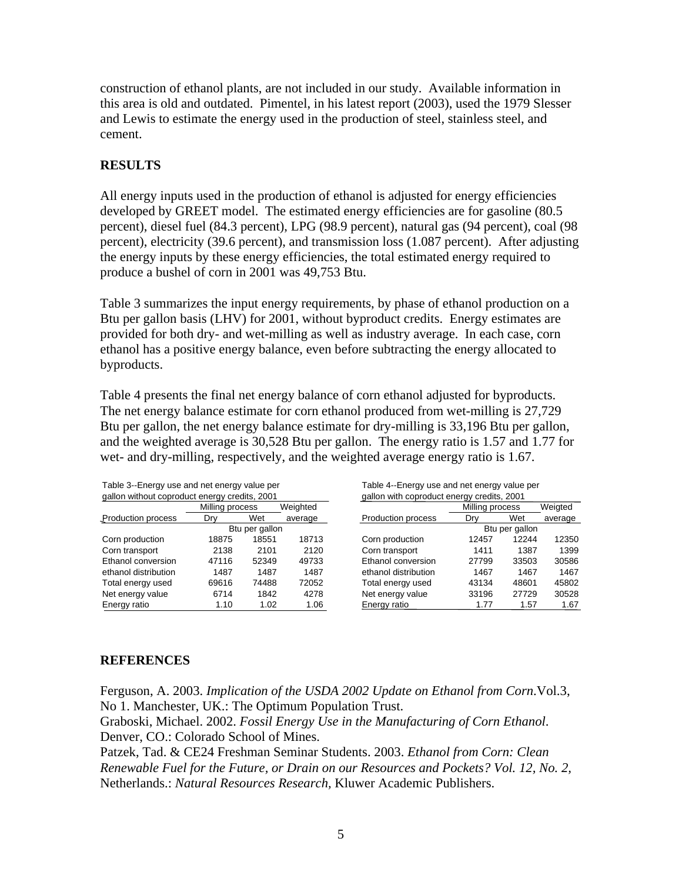construction of ethanol plants, are not included in our study. Available information in this area is old and outdated. Pimentel, in his latest report (2003), used the 1979 Slesser and Lewis to estimate the energy used in the production of steel, stainless steel, and cement.

## RESULTS

All energy inputs used in the production of ethanol is adjusted for energy efficiencies developed by GREET model. The estimated energy efficiencies are for gasoline (80.5 percent), diesel fuel (84.3 percent), LPG (98.9 percent), natural gas (94 percent), coal (98 percent), electricity (39.6 percent), and transmission loss (1.087 percent). After adjusting the energy inputs by these energy efficiencies, the total estimated energy required to produce a bushel of corn in 2001 was 49,753 Btu.

Table 3 summarizes the input energy requirements, by phase of ethanol production on a Btu per gallon basis (LHV) for 2001, without byproduct credits. Energy estimates are provided for both dry- and wet-milling as well as industry average. In each case, corn ethanol has a positive energy balance, even before subtracting the energy allocated to byproducts.

Table 4 presents the final net energy balance of corn ethanol adjusted for byproducts. The net energy balance estimate for corn ethanol produced from wet-milling is 27,729 Btu per gallon, the net energy balance estimate for dry-milling is 33,196 Btu per gallon, and the weighted average is 30,528 Btu per gallon. The energy ratio is 1.57 and 1.77 for wet- and dry-milling, respectively, and the weighted average energy ratio is 1.67.

Table 3--Energy use and net energy value per gallon without coproduct energy credits, 2001

| | Milling process | | Weighted |
|---|---|---|---|
| Production process | Dry | Wet | average |
| | Btu per gallon | | |
| Corn production | 18875 | 18551 | 18713 |
| Corn transport | 2138 | 2101 | 2120 |
| Ethanol conversion | 47116 | 52349 | 49733 |
| ethanol distribution | 1487 | 1487 | 1487 |
| Total energy used | 69616 | 74488 | 72052 |
| Net energy value | 6714 | 1842 | 4278 |
| Energy ratio | 1.10 | 1.02 | 1.06 |

Table 4--Energy use and net energy value per gallon with coproduct energy credits, 2001

| | Milling process | | Weigted |
|---|---|---|---|
| Production process | Dry | Wet | average |
| | Btu per gallon | | |
| Corn production | 12457 | 12244 | 12350 |
| Corn transport | 1411 | 1387 | 1399 |
| Ethanol conversion | 27799 | 33503 | 30586 |
| ethanol distribution | 1467 | 1467 | 1467 |
| Total energy used | 43134 | 48601 | 45802 |
| Net energy value | 33196 | 27729 | 30528 |
| Energy ratio | 1.77 | 1.57 | 1.67 |

## REFERENCES

Ferguson, A. 2003. *Implication of the USDA 2002 Update on Ethanol from Corn*.Vol.3, No 1. Manchester, UK.: The Optimum Population Trust.
Graboski, Michael. 2002. *Fossil Energy Use in the Manufacturing of Corn Ethanol*. Denver, CO.: Colorado School of Mines.
Patzek, Tad. & CE24 Freshman Seminar Students. 2003. *Ethanol from Corn: Clean Renewable Fuel for the Future, or Drain on our Resources and Pockets? Vol. 12, No. 2*, Netherlands.: *Natural Resources Research*, Kluwer Academic Publishers.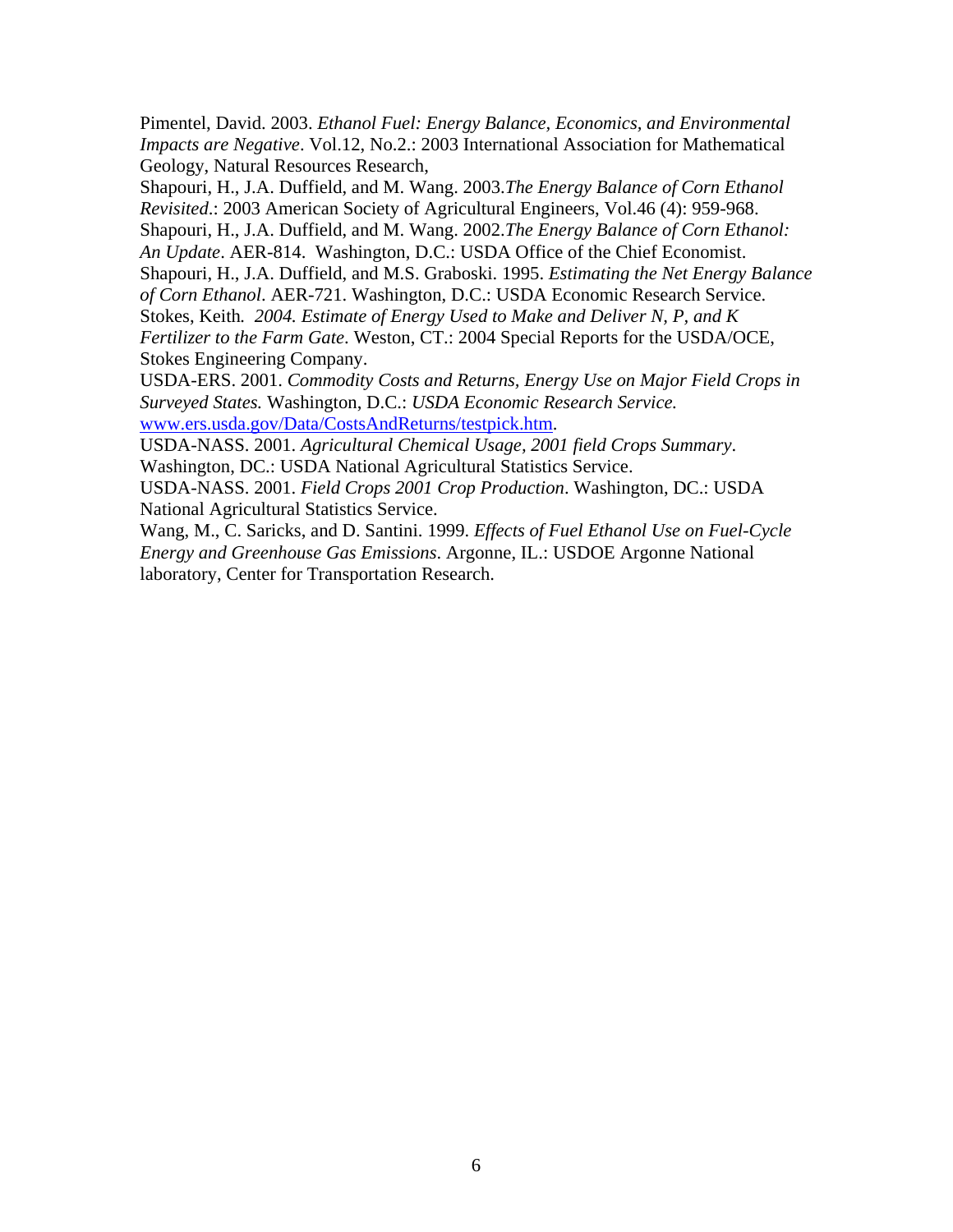Pimentel, David. 2003. *Ethanol Fuel: Energy Balance, Economics, and Environmental Impacts are Negative*. Vol.12, No.2.: 2003 International Association for Mathematical Geology, Natural Resources Research,

Shapouri, H., J.A. Duffield, and M. Wang. 2003.*The Energy Balance of Corn Ethanol Revisited*.: 2003 American Society of Agricultural Engineers, Vol.46 (4): 959-968.

Shapouri, H., J.A. Duffield, and M. Wang. 2002.*The Energy Balance of Corn Ethanol: An Update*. AER-814. Washington, D.C.: USDA Office of the Chief Economist.

Shapouri, H., J.A. Duffield, and M.S. Graboski. 1995. *Estimating the Net Energy Balance of Corn Ethanol*. AER-721. Washington, D.C.: USDA Economic Research Service.

Stokes, Keith*. 2004. Estimate of Energy Used to Make and Deliver N, P, and K Fertilizer to the Farm Gate*. Weston, CT.: 2004 Special Reports for the USDA/OCE, Stokes Engineering Company.

USDA-ERS. 2001. *Commodity Costs and Returns, Energy Use on Major Field Crops in Surveyed States.* Washington, D.C.: *USDA Economic Research Service.* www.ers.usda.gov/Data/CostsAndReturns/testpick.htm.

USDA-NASS. 2001. *Agricultural Chemical Usage, 2001 field Crops Summary*. Washington, DC.: USDA National Agricultural Statistics Service.

USDA-NASS. 2001. *Field Crops 2001 Crop Production*. Washington, DC.: USDA National Agricultural Statistics Service.

Wang, M., C. Saricks, and D. Santini. 1999. *Effects of Fuel Ethanol Use on Fuel-Cycle Energy and Greenhouse Gas Emissions*. Argonne, IL.: USDOE Argonne National laboratory, Center for Transportation Research.